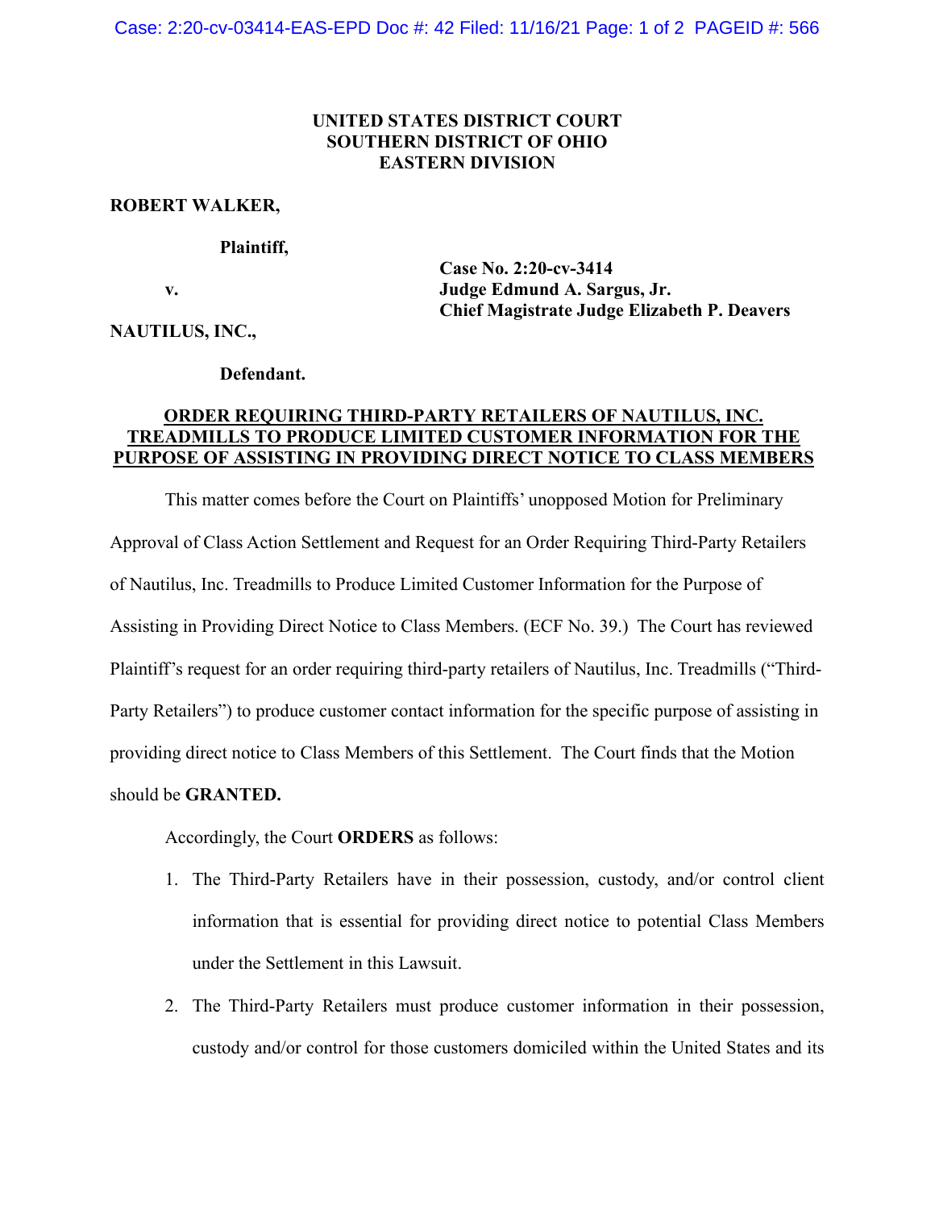**UNITED STATES DISTRICT COURT**
**SOUTHERN DISTRICT OF OHIO**
**EASTERN DIVISION**

**ROBERT WALKER,**

**Plaintiff,**

**v.**

**Case No. 2:20-cv-3414**
**Judge Edmund A. Sargus, Jr.**
**Chief Magistrate Judge Elizabeth P. Deavers**

**NAUTILUS, INC.,**

**Defendant.**

**ORDER REQUIRING THIRD-PARTY RETAILERS OF NAUTILUS, INC. TREADMILLS TO PRODUCE LIMITED CUSTOMER INFORMATION FOR THE PURPOSE OF ASSISTING IN PROVIDING DIRECT NOTICE TO CLASS MEMBERS**

This matter comes before the Court on Plaintiffs' unopposed Motion for Preliminary Approval of Class Action Settlement and Request for an Order Requiring Third-Party Retailers of Nautilus, Inc. Treadmills to Produce Limited Customer Information for the Purpose of Assisting in Providing Direct Notice to Class Members. (ECF No. 39.) The Court has reviewed Plaintiff's request for an order requiring third-party retailers of Nautilus, Inc. Treadmills ("Third-Party Retailers") to produce customer contact information for the specific purpose of assisting in providing direct notice to Class Members of this Settlement. The Court finds that the Motion should be **GRANTED.**

Accordingly, the Court **ORDERS** as follows:

1. The Third-Party Retailers have in their possession, custody, and/or control client information that is essential for providing direct notice to potential Class Members under the Settlement in this Lawsuit.
2. The Third-Party Retailers must produce customer information in their possession, custody and/or control for those customers domiciled within the United States and its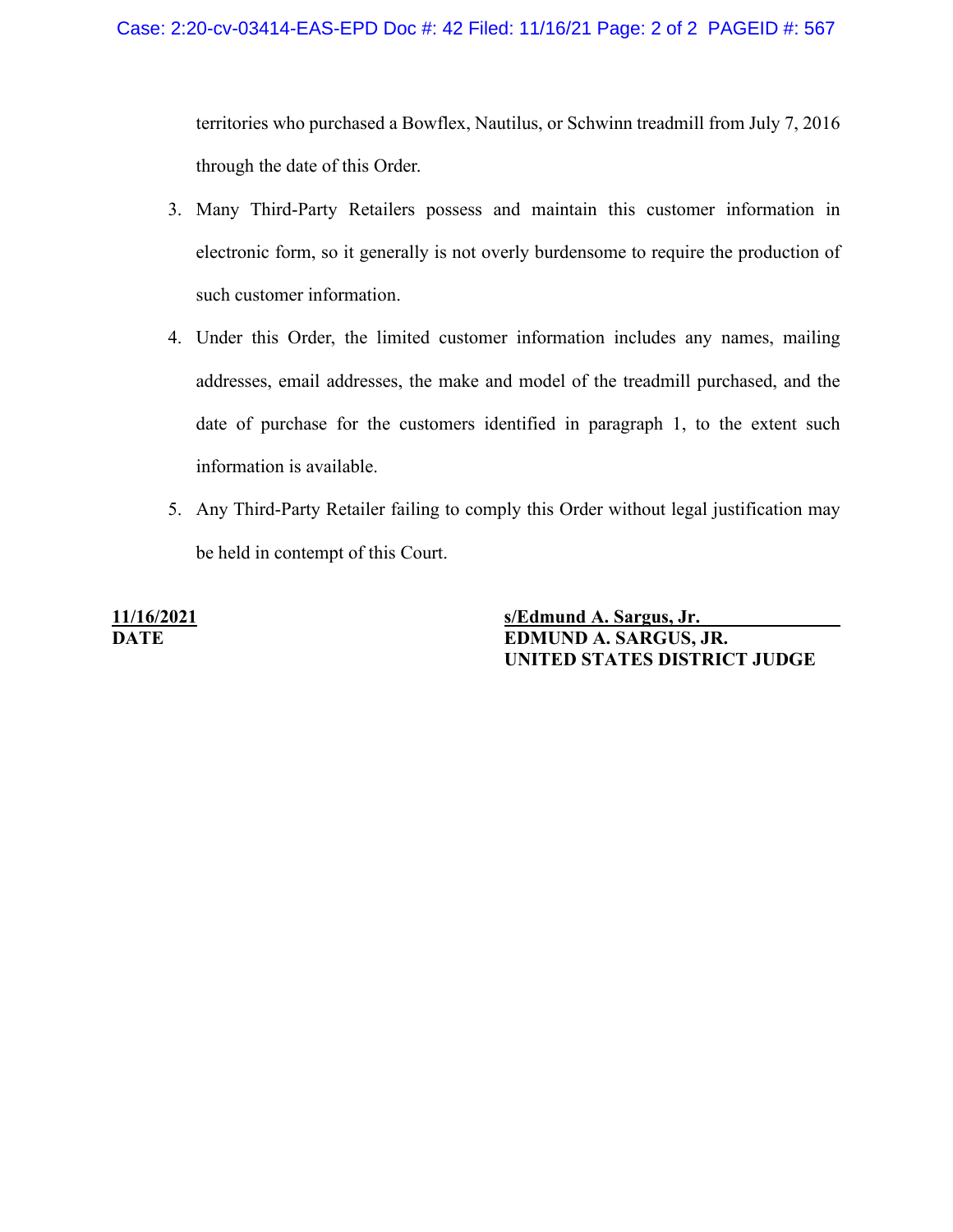territories who purchased a Bowflex, Nautilus, or Schwinn treadmill from July 7, 2016 through the date of this Order.

3. Many Third-Party Retailers possess and maintain this customer information in electronic form, so it generally is not overly burdensome to require the production of such customer information.

4. Under this Order, the limited customer information includes any names, mailing addresses, email addresses, the make and model of the treadmill purchased, and the date of purchase for the customers identified in paragraph 1, to the extent such information is available.

5. Any Third-Party Retailer failing to comply this Order without legal justification may be held in contempt of this Court.

**11/16/2021**
**DATE**

**s/Edmund A. Sargus, Jr.**
**EDMUND A. SARGUS, JR.**
**UNITED STATES DISTRICT JUDGE**